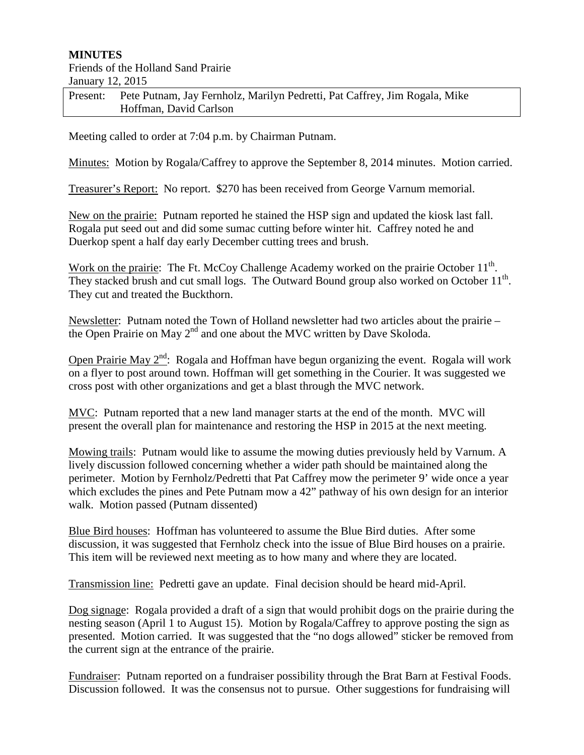**MINUTES**

Friends of the Holland Sand Prairie

January 12, 2015

| Present: | Pete Putnam, Jay Fernholz, Marilyn Pedretti, Pat Caffrey, Jim Rogala, Mike Hoffman, David Carlson |
|---|---|

Meeting called to order at 7:04 p.m. by Chairman Putnam.

Minutes: Motion by Rogala/Caffrey to approve the September 8, 2014 minutes. Motion carried.

Treasurer's Report: No report. $270 has been received from George Varnum memorial.

New on the prairie: Putnam reported he stained the HSP sign and updated the kiosk last fall. Rogala put seed out and did some sumac cutting before winter hit. Caffrey noted he and Duerkop spent a half day early December cutting trees and brush.

Work on the prairie: The Ft. McCoy Challenge Academy worked on the prairie October 11th. They stacked brush and cut small logs. The Outward Bound group also worked on October 11th. They cut and treated the Buckthorn.

Newsletter: Putnam noted the Town of Holland newsletter had two articles about the prairie – the Open Prairie on May 2nd and one about the MVC written by Dave Skoloda.

Open Prairie May 2nd: Rogala and Hoffman have begun organizing the event. Rogala will work on a flyer to post around town. Hoffman will get something in the Courier. It was suggested we cross post with other organizations and get a blast through the MVC network.

MVC: Putnam reported that a new land manager starts at the end of the month. MVC will present the overall plan for maintenance and restoring the HSP in 2015 at the next meeting.

Mowing trails: Putnam would like to assume the mowing duties previously held by Varnum. A lively discussion followed concerning whether a wider path should be maintained along the perimeter. Motion by Fernholz/Pedretti that Pat Caffrey mow the perimeter 9' wide once a year which excludes the pines and Pete Putnam mow a 42" pathway of his own design for an interior walk. Motion passed (Putnam dissented)

Blue Bird houses: Hoffman has volunteered to assume the Blue Bird duties. After some discussion, it was suggested that Fernholz check into the issue of Blue Bird houses on a prairie. This item will be reviewed next meeting as to how many and where they are located.

Transmission line: Pedretti gave an update. Final decision should be heard mid-April.

Dog signage: Rogala provided a draft of a sign that would prohibit dogs on the prairie during the nesting season (April 1 to August 15). Motion by Rogala/Caffrey to approve posting the sign as presented. Motion carried. It was suggested that the "no dogs allowed" sticker be removed from the current sign at the entrance of the prairie.

Fundraiser: Putnam reported on a fundraiser possibility through the Brat Barn at Festival Foods. Discussion followed. It was the consensus not to pursue. Other suggestions for fundraising will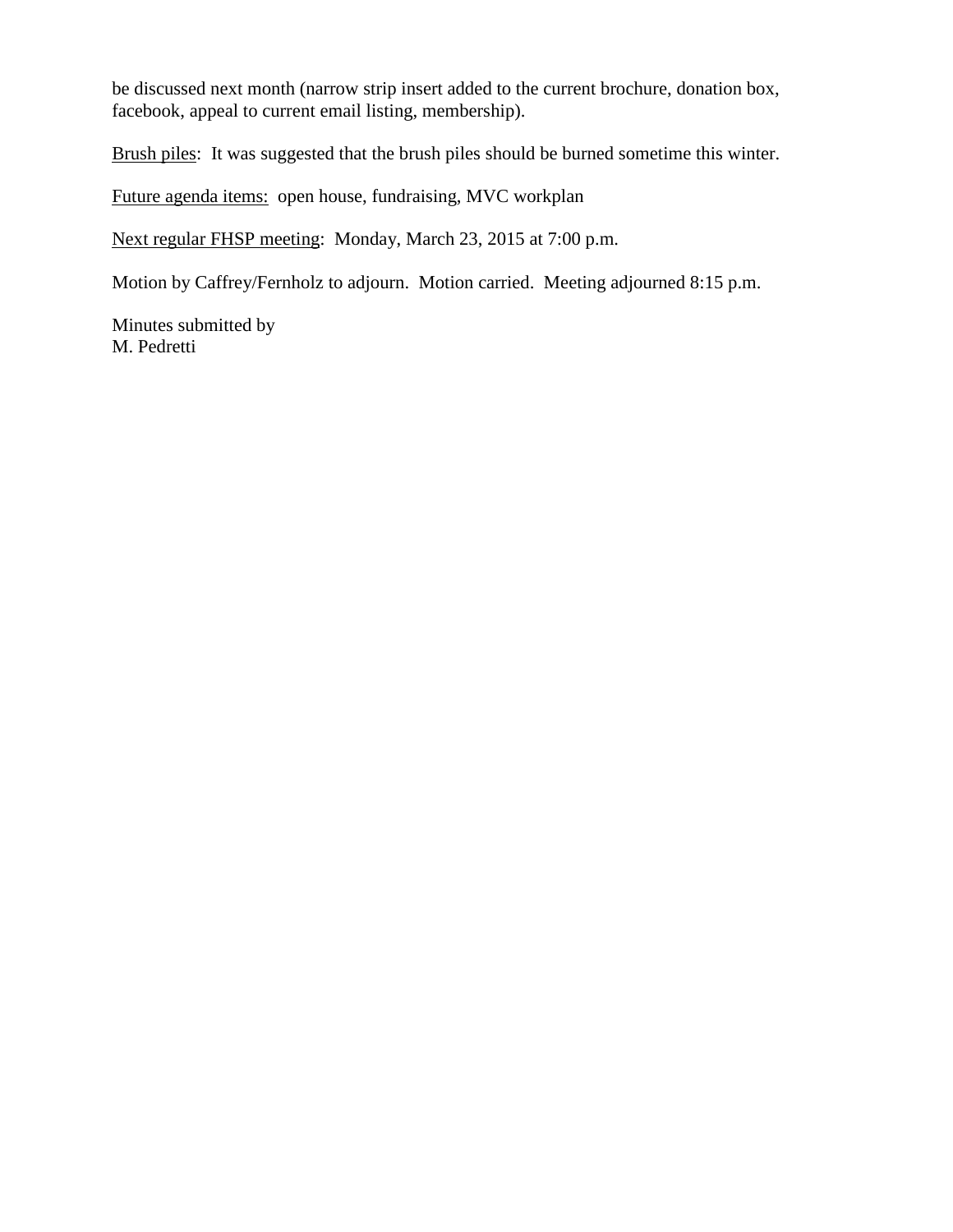be discussed next month (narrow strip insert added to the current brochure, donation box, facebook, appeal to current email listing, membership).

<u>Brush piles</u>: It was suggested that the brush piles should be burned sometime this winter.

<u>Future agenda items:</u> open house, fundraising, MVC workplan

<u>Next regular FHSP meeting</u>: Monday, March 23, 2015 at 7:00 p.m.

Motion by Caffrey/Fernholz to adjourn. Motion carried. Meeting adjourned 8:15 p.m.

Minutes submitted by
M. Pedretti